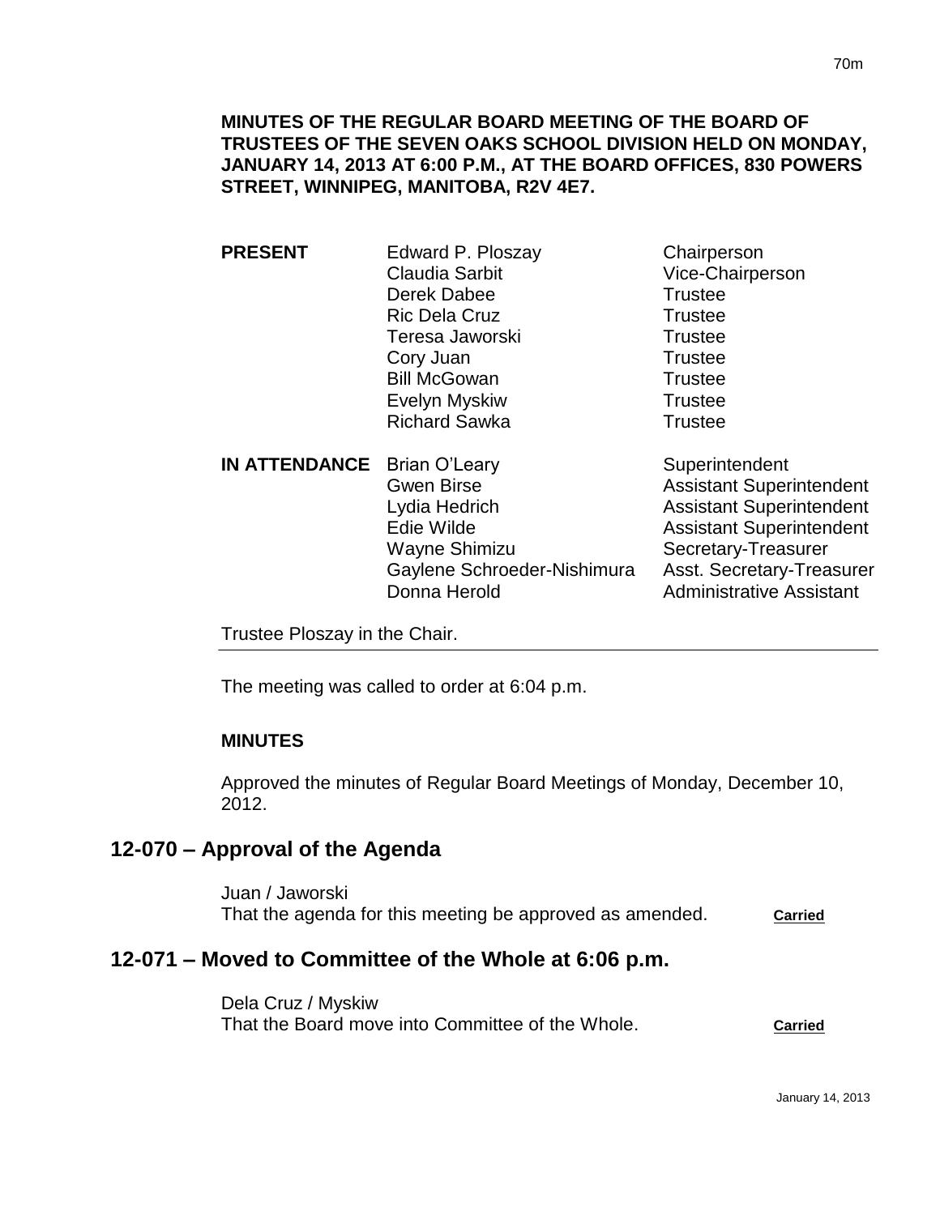**MINUTES OF THE REGULAR BOARD MEETING OF THE BOARD OF TRUSTEES OF THE SEVEN OAKS SCHOOL DIVISION HELD ON MONDAY, JANUARY 14, 2013 AT 6:00 P.M., AT THE BOARD OFFICES, 830 POWERS STREET, WINNIPEG, MANITOBA, R2V 4E7.**

| | | |
|---|---|---|
| **PRESENT** | Edward P. Ploszay | Chairperson |
| | Claudia Sarbit | Vice-Chairperson |
| | Derek Dabee | Trustee |
| | Ric Dela Cruz | Trustee |
| | Teresa Jaworski | Trustee |
| | Cory Juan | Trustee |
| | Bill McGowan | Trustee |
| | Evelyn Myskiw | Trustee |
| | Richard Sawka | Trustee |
| **IN ATTENDANCE** | Brian O'Leary | Superintendent |
| | Gwen Birse | Assistant Superintendent |
| | Lydia Hedrich | Assistant Superintendent |
| | Edie Wilde | Assistant Superintendent |
| | Wayne Shimizu | Secretary-Treasurer |
| | Gaylene Schroeder-Nishimura | Asst. Secretary-Treasurer |
| | Donna Herold | Administrative Assistant |

Trustee Ploszay in the Chair.

The meeting was called to order at 6:04 p.m.

**MINUTES**

Approved the minutes of Regular Board Meetings of Monday, December 10, 2012.

## 12-070 – Approval of the Agenda

Juan / Jaworski
That the agenda for this meeting be approved as amended. **Carried**

## 12-071 – Moved to Committee of the Whole at 6:06 p.m.

Dela Cruz / Myskiw
That the Board move into Committee of the Whole. **Carried**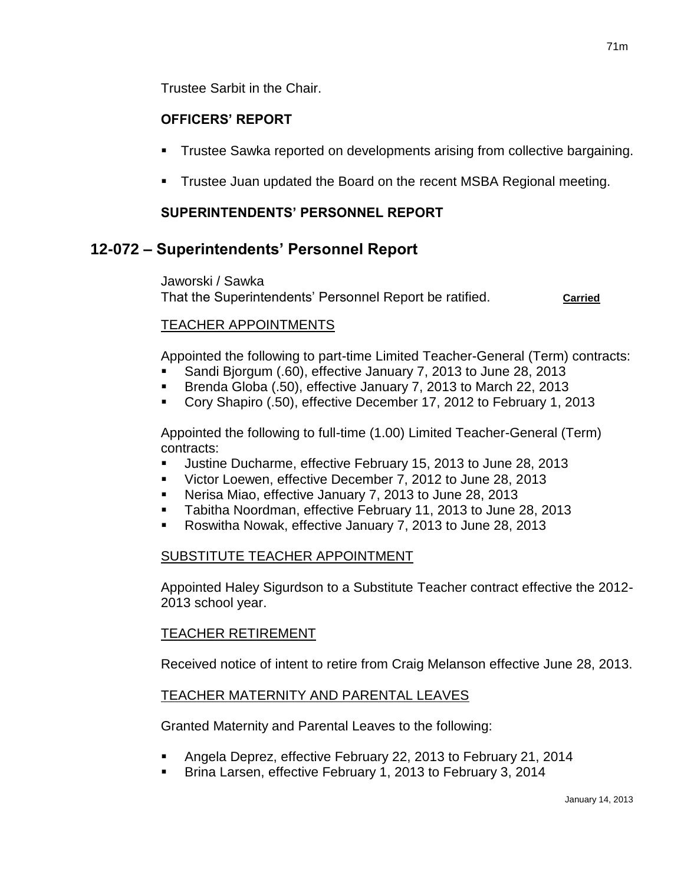Trustee Sarbit in the Chair.

**OFFICERS' REPORT**

- Trustee Sawka reported on developments arising from collective bargaining.
- Trustee Juan updated the Board on the recent MSBA Regional meeting.

**SUPERINTENDENTS' PERSONNEL REPORT**

## 12-072 – Superintendents' Personnel Report

Jaworski / Sawka
That the Superintendents' Personnel Report be ratified. **Carried**

TEACHER APPOINTMENTS

Appointed the following to part-time Limited Teacher-General (Term) contracts:

- Sandi Bjorgum (.60), effective January 7, 2013 to June 28, 2013
- Brenda Globa (.50), effective January 7, 2013 to March 22, 2013
- Cory Shapiro (.50), effective December 17, 2012 to February 1, 2013

Appointed the following to full-time (1.00) Limited Teacher-General (Term) contracts:

- Justine Ducharme, effective February 15, 2013 to June 28, 2013
- Victor Loewen, effective December 7, 2012 to June 28, 2013
- Nerisa Miao, effective January 7, 2013 to June 28, 2013
- Tabitha Noordman, effective February 11, 2013 to June 28, 2013
- Roswitha Nowak, effective January 7, 2013 to June 28, 2013

SUBSTITUTE TEACHER APPOINTMENT

Appointed Haley Sigurdson to a Substitute Teacher contract effective the 2012-2013 school year.

TEACHER RETIREMENT

Received notice of intent to retire from Craig Melanson effective June 28, 2013.

TEACHER MATERNITY AND PARENTAL LEAVES

Granted Maternity and Parental Leaves to the following:

- Angela Deprez, effective February 22, 2013 to February 21, 2014
- Brina Larsen, effective February 1, 2013 to February 3, 2014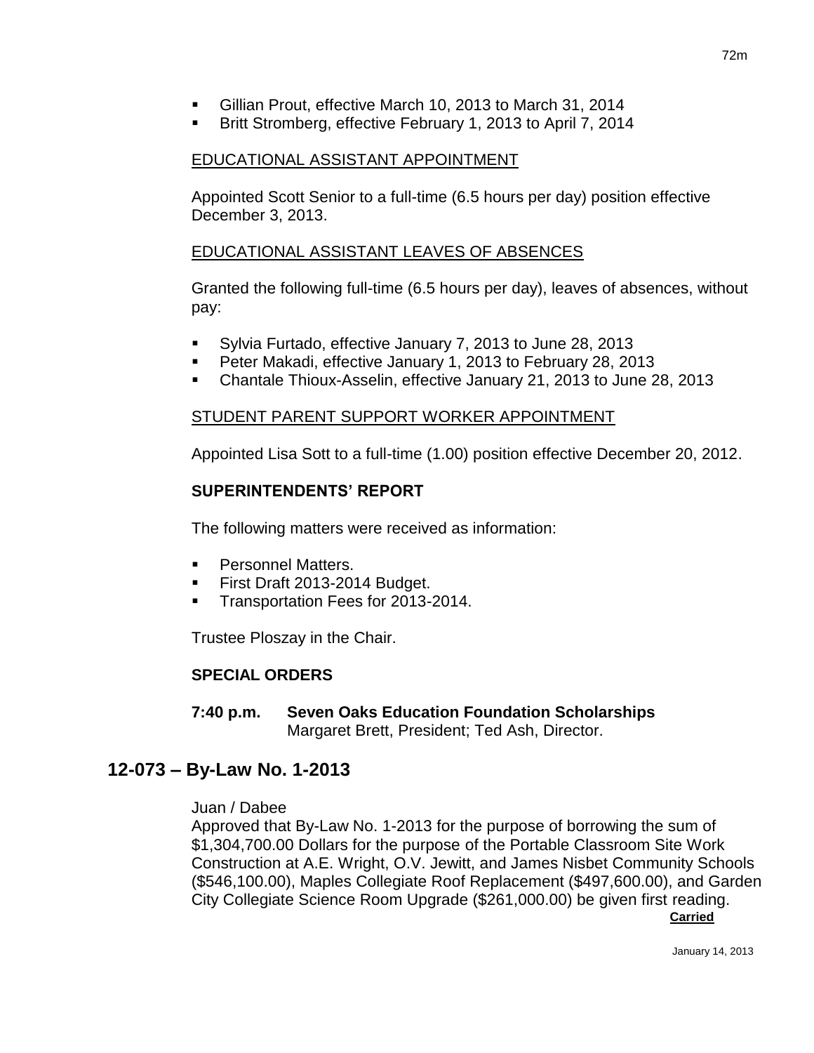- Gillian Prout, effective March 10, 2013 to March 31, 2014
- Britt Stromberg, effective February 1, 2013 to April 7, 2014

EDUCATIONAL ASSISTANT APPOINTMENT

Appointed Scott Senior to a full-time (6.5 hours per day) position effective December 3, 2013.

EDUCATIONAL ASSISTANT LEAVES OF ABSENCES

Granted the following full-time (6.5 hours per day), leaves of absences, without pay:

- Sylvia Furtado, effective January 7, 2013 to June 28, 2013
- Peter Makadi, effective January 1, 2013 to February 28, 2013
- Chantale Thioux-Asselin, effective January 21, 2013 to June 28, 2013

STUDENT PARENT SUPPORT WORKER APPOINTMENT

Appointed Lisa Sott to a full-time (1.00) position effective December 20, 2012.

**SUPERINTENDENTS' REPORT**

The following matters were received as information:

- Personnel Matters.
- First Draft 2013-2014 Budget.
- Transportation Fees for 2013-2014.

Trustee Ploszay in the Chair.

**SPECIAL ORDERS**

**7:40 p.m. Seven Oaks Education Foundation Scholarships**
Margaret Brett, President; Ted Ash, Director.

## 12-073 – By-Law No. 1-2013

Juan / Dabee
Approved that By-Law No. 1-2013 for the purpose of borrowing the sum of $1,304,700.00 Dollars for the purpose of the Portable Classroom Site Work Construction at A.E. Wright, O.V. Jewitt, and James Nisbet Community Schools ($546,100.00), Maples Collegiate Roof Replacement ($497,600.00), and Garden City Collegiate Science Room Upgrade ($261,000.00) be given first reading.

**Carried**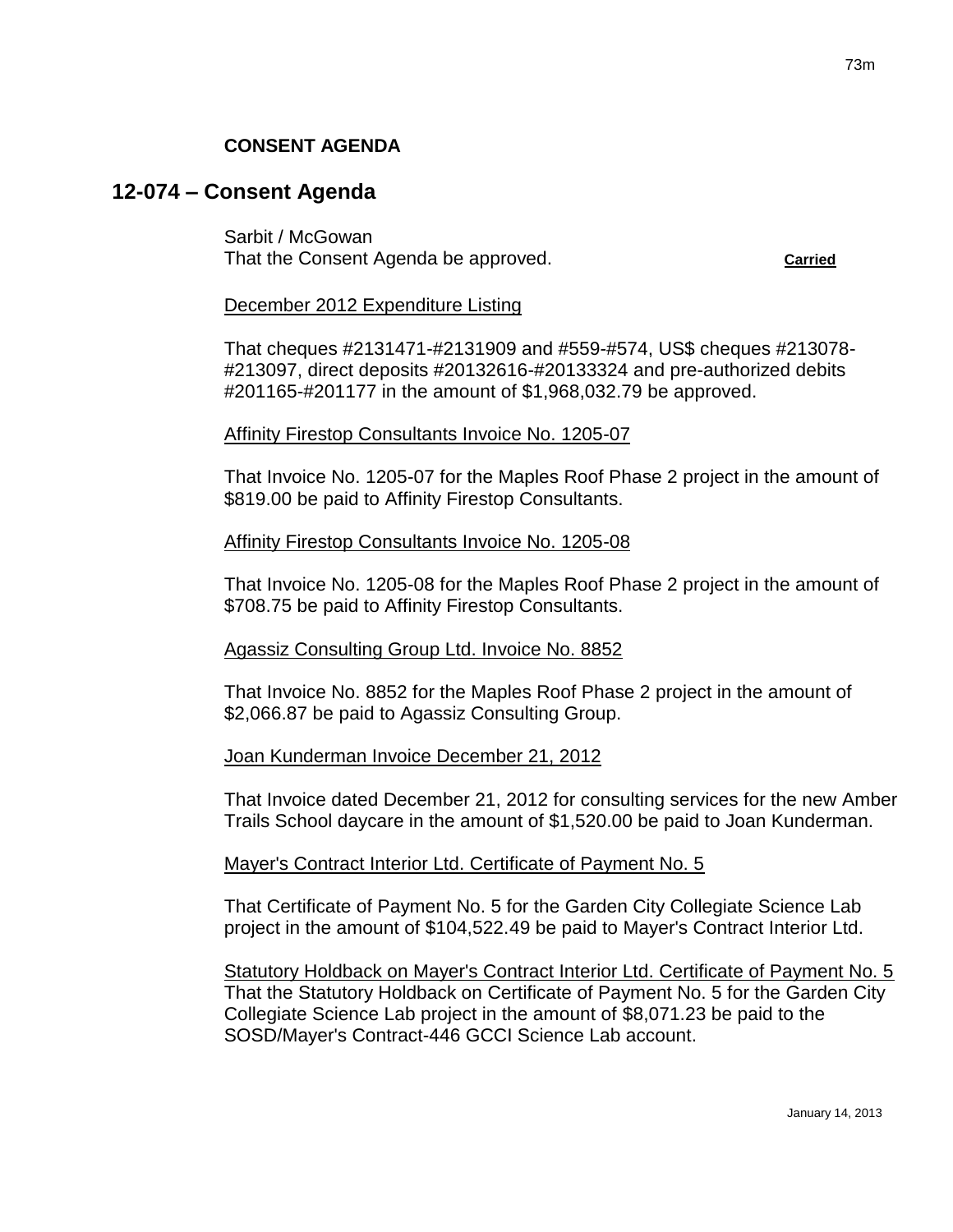**CONSENT AGENDA**

## 12-074 – Consent Agenda

Sarbit / McGowan
That the Consent Agenda be approved. **Carried**

December 2012 Expenditure Listing

That cheques #2131471-#2131909 and #559-#574, US$ cheques #213078-#213097, direct deposits #20132616-#20133324 and pre-authorized debits #201165-#201177 in the amount of $1,968,032.79 be approved.

Affinity Firestop Consultants Invoice No. 1205-07

That Invoice No. 1205-07 for the Maples Roof Phase 2 project in the amount of $819.00 be paid to Affinity Firestop Consultants.

Affinity Firestop Consultants Invoice No. 1205-08

That Invoice No. 1205-08 for the Maples Roof Phase 2 project in the amount of $708.75 be paid to Affinity Firestop Consultants.

Agassiz Consulting Group Ltd. Invoice No. 8852

That Invoice No. 8852 for the Maples Roof Phase 2 project in the amount of $2,066.87 be paid to Agassiz Consulting Group.

Joan Kunderman Invoice December 21, 2012

That Invoice dated December 21, 2012 for consulting services for the new Amber Trails School daycare in the amount of $1,520.00 be paid to Joan Kunderman.

Mayer's Contract Interior Ltd. Certificate of Payment No. 5

That Certificate of Payment No. 5 for the Garden City Collegiate Science Lab project in the amount of $104,522.49 be paid to Mayer's Contract Interior Ltd.

Statutory Holdback on Mayer's Contract Interior Ltd. Certificate of Payment No. 5
That the Statutory Holdback on Certificate of Payment No. 5 for the Garden City Collegiate Science Lab project in the amount of $8,071.23 be paid to the SOSD/Mayer's Contract-446 GCCI Science Lab account.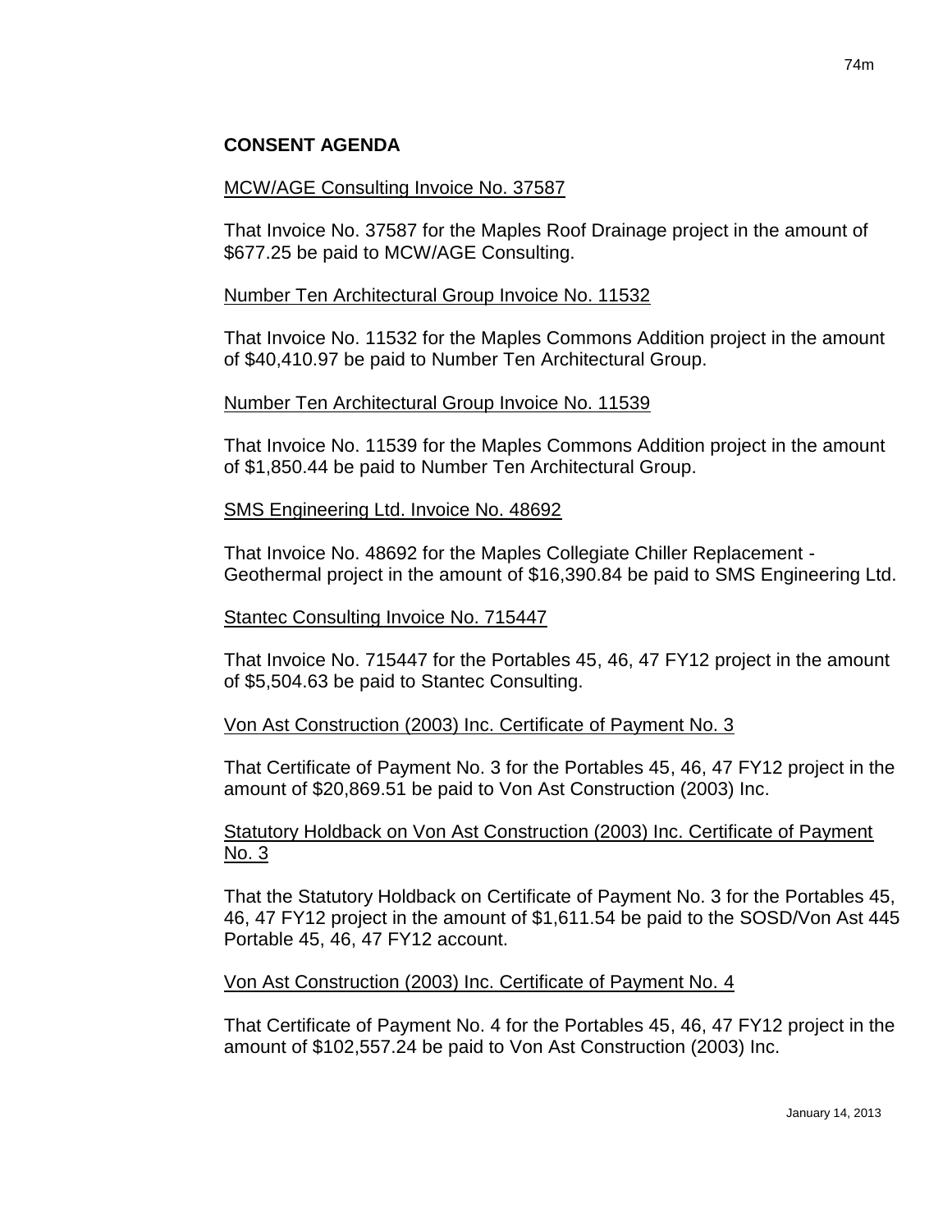**CONSENT AGENDA**

MCW/AGE Consulting Invoice No. 37587

That Invoice No. 37587 for the Maples Roof Drainage project in the amount of $677.25 be paid to MCW/AGE Consulting.

Number Ten Architectural Group Invoice No. 11532

That Invoice No. 11532 for the Maples Commons Addition project in the amount of $40,410.97 be paid to Number Ten Architectural Group.

Number Ten Architectural Group Invoice No. 11539

That Invoice No. 11539 for the Maples Commons Addition project in the amount of $1,850.44 be paid to Number Ten Architectural Group.

SMS Engineering Ltd. Invoice No. 48692

That Invoice No. 48692 for the Maples Collegiate Chiller Replacement - Geothermal project in the amount of $16,390.84 be paid to SMS Engineering Ltd.

Stantec Consulting Invoice No. 715447

That Invoice No. 715447 for the Portables 45, 46, 47 FY12 project in the amount of $5,504.63 be paid to Stantec Consulting.

Von Ast Construction (2003) Inc. Certificate of Payment No. 3

That Certificate of Payment No. 3 for the Portables 45, 46, 47 FY12 project in the amount of $20,869.51 be paid to Von Ast Construction (2003) Inc.

Statutory Holdback on Von Ast Construction (2003) Inc. Certificate of Payment No. 3

That the Statutory Holdback on Certificate of Payment No. 3 for the Portables 45, 46, 47 FY12 project in the amount of $1,611.54 be paid to the SOSD/Von Ast 445 Portable 45, 46, 47 FY12 account.

Von Ast Construction (2003) Inc. Certificate of Payment No. 4

That Certificate of Payment No. 4 for the Portables 45, 46, 47 FY12 project in the amount of $102,557.24 be paid to Von Ast Construction (2003) Inc.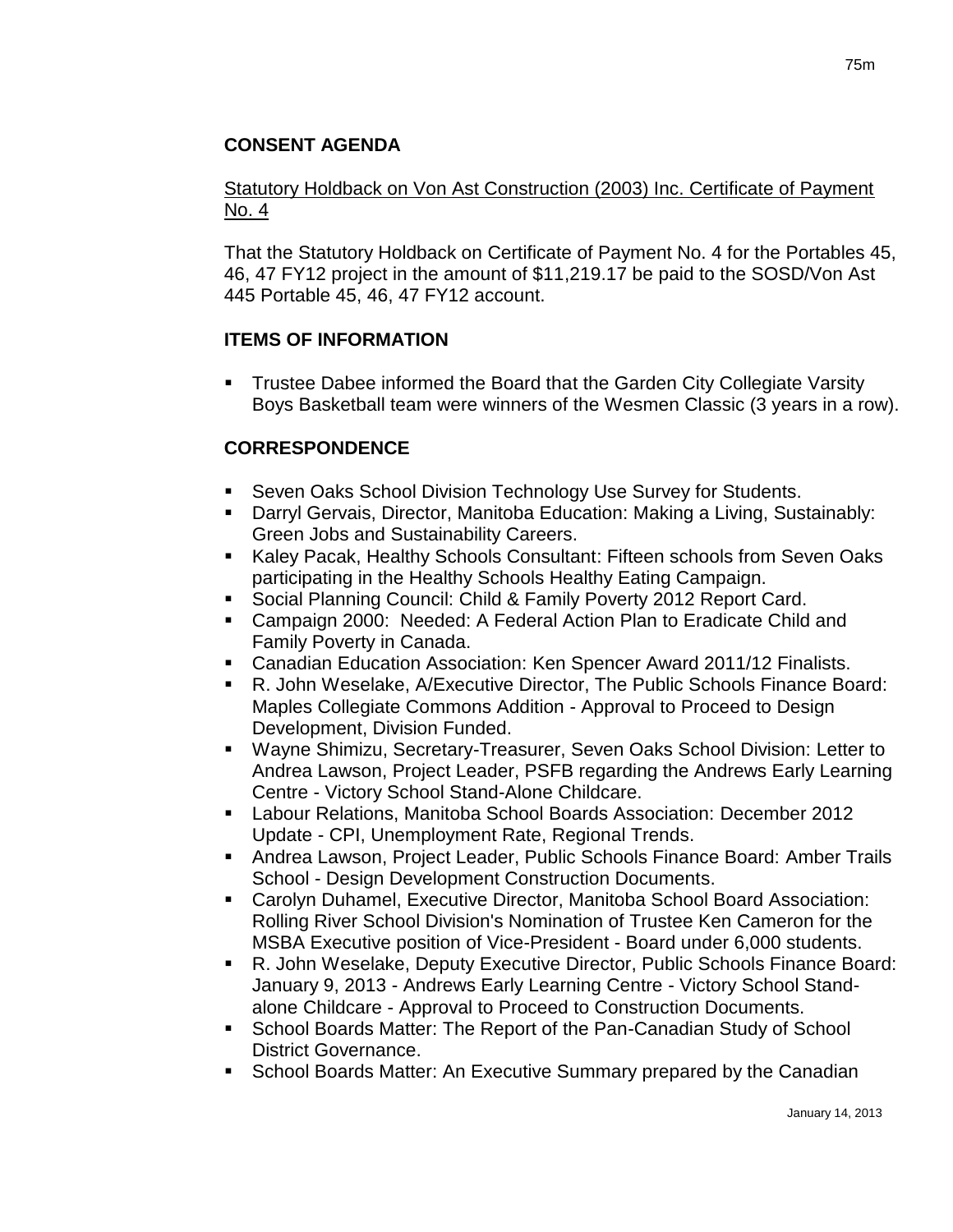## CONSENT AGENDA

Statutory Holdback on Von Ast Construction (2003) Inc. Certificate of Payment No. 4

That the Statutory Holdback on Certificate of Payment No. 4 for the Portables 45, 46, 47 FY12 project in the amount of $11,219.17 be paid to the SOSD/Von Ast 445 Portable 45, 46, 47 FY12 account.

## ITEMS OF INFORMATION

- Trustee Dabee informed the Board that the Garden City Collegiate Varsity Boys Basketball team were winners of the Wesmen Classic (3 years in a row).

## CORRESPONDENCE

- Seven Oaks School Division Technology Use Survey for Students.
- Darryl Gervais, Director, Manitoba Education: Making a Living, Sustainably: Green Jobs and Sustainability Careers.
- Kaley Pacak, Healthy Schools Consultant: Fifteen schools from Seven Oaks participating in the Healthy Schools Healthy Eating Campaign.
- Social Planning Council: Child & Family Poverty 2012 Report Card.
- Campaign 2000: Needed: A Federal Action Plan to Eradicate Child and Family Poverty in Canada.
- Canadian Education Association: Ken Spencer Award 2011/12 Finalists.
- R. John Weselake, A/Executive Director, The Public Schools Finance Board: Maples Collegiate Commons Addition - Approval to Proceed to Design Development, Division Funded.
- Wayne Shimizu, Secretary-Treasurer, Seven Oaks School Division: Letter to Andrea Lawson, Project Leader, PSFB regarding the Andrews Early Learning Centre - Victory School Stand-Alone Childcare.
- Labour Relations, Manitoba School Boards Association: December 2012 Update - CPI, Unemployment Rate, Regional Trends.
- Andrea Lawson, Project Leader, Public Schools Finance Board: Amber Trails School - Design Development Construction Documents.
- Carolyn Duhamel, Executive Director, Manitoba School Board Association: Rolling River School Division's Nomination of Trustee Ken Cameron for the MSBA Executive position of Vice-President - Board under 6,000 students.
- R. John Weselake, Deputy Executive Director, Public Schools Finance Board: January 9, 2013 - Andrews Early Learning Centre - Victory School Stand-alone Childcare - Approval to Proceed to Construction Documents.
- School Boards Matter: The Report of the Pan-Canadian Study of School District Governance.
- School Boards Matter: An Executive Summary prepared by the Canadian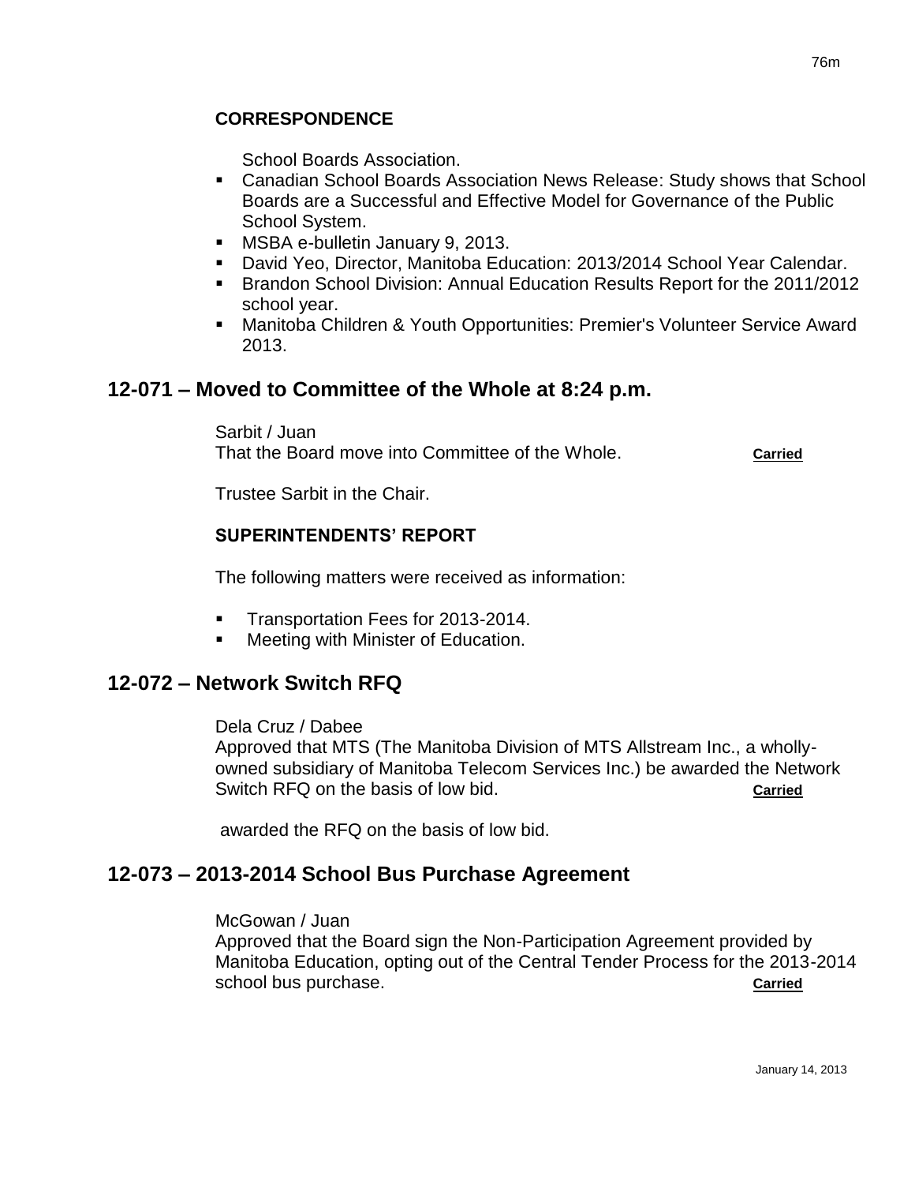**CORRESPONDENCE**

School Boards Association.

- Canadian School Boards Association News Release: Study shows that School Boards are a Successful and Effective Model for Governance of the Public School System.
- MSBA e-bulletin January 9, 2013.
- David Yeo, Director, Manitoba Education: 2013/2014 School Year Calendar.
- Brandon School Division: Annual Education Results Report for the 2011/2012 school year.
- Manitoba Children & Youth Opportunities: Premier's Volunteer Service Award 2013.

## 12-071 – Moved to Committee of the Whole at 8:24 p.m.

Sarbit / Juan
That the Board move into Committee of the Whole. **Carried**

Trustee Sarbit in the Chair.

**SUPERINTENDENTS' REPORT**

The following matters were received as information:

- Transportation Fees for 2013-2014.
- Meeting with Minister of Education.

## 12-072 – Network Switch RFQ

Dela Cruz / Dabee
Approved that MTS (The Manitoba Division of MTS Allstream Inc., a wholly-owned subsidiary of Manitoba Telecom Services Inc.) be awarded the Network Switch RFQ on the basis of low bid. **Carried**

awarded the RFQ on the basis of low bid.

## 12-073 – 2013-2014 School Bus Purchase Agreement

McGowan / Juan
Approved that the Board sign the Non-Participation Agreement provided by Manitoba Education, opting out of the Central Tender Process for the 2013-2014 school bus purchase. **Carried**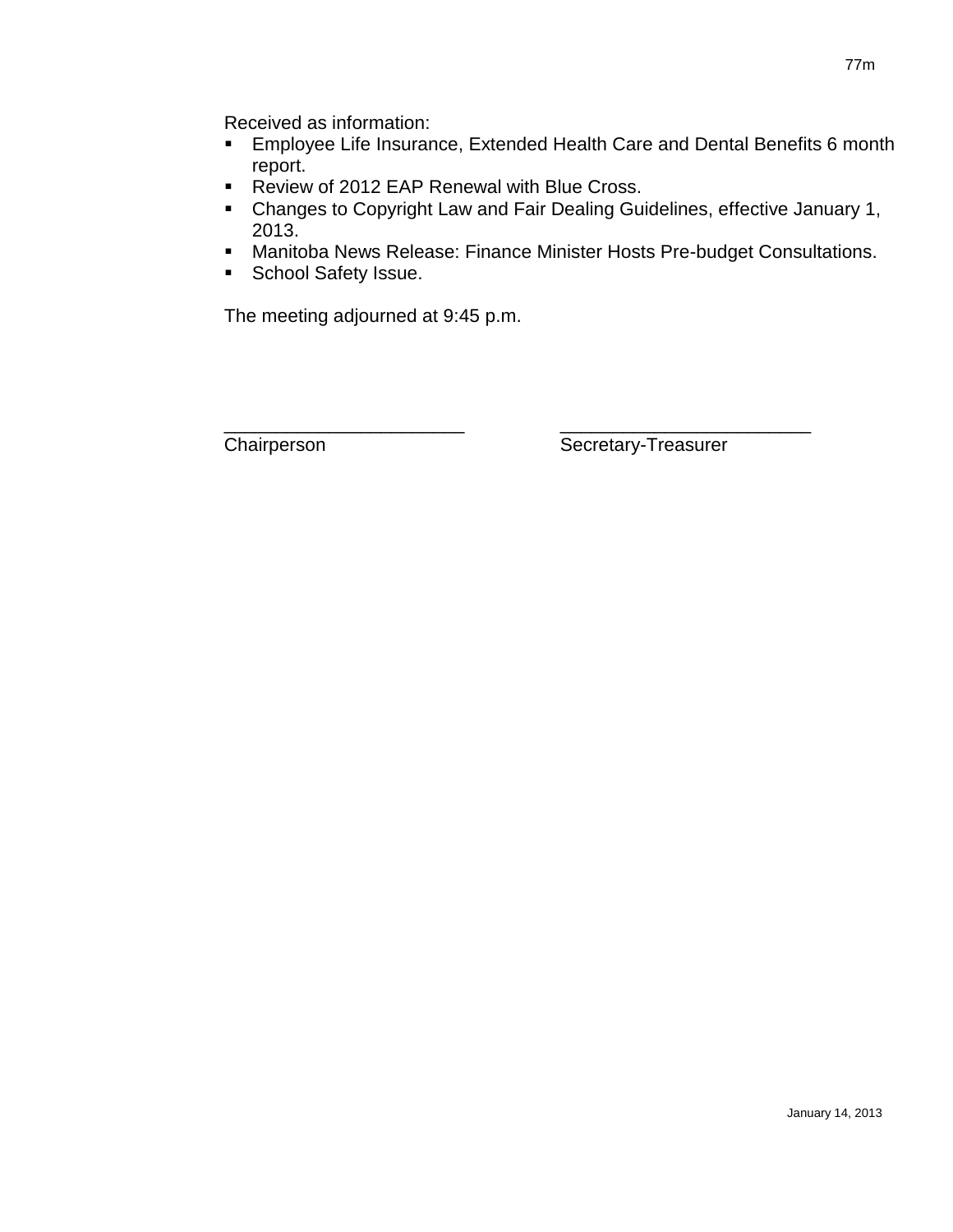Received as information:

- Employee Life Insurance, Extended Health Care and Dental Benefits 6 month report.
- Review of 2012 EAP Renewal with Blue Cross.
- Changes to Copyright Law and Fair Dealing Guidelines, effective January 1, 2013.
- Manitoba News Release: Finance Minister Hosts Pre-budget Consultations.
- School Safety Issue.

The meeting adjourned at 9:45 p.m.

_______________________ _______________________

Chairperson Secretary-Treasurer